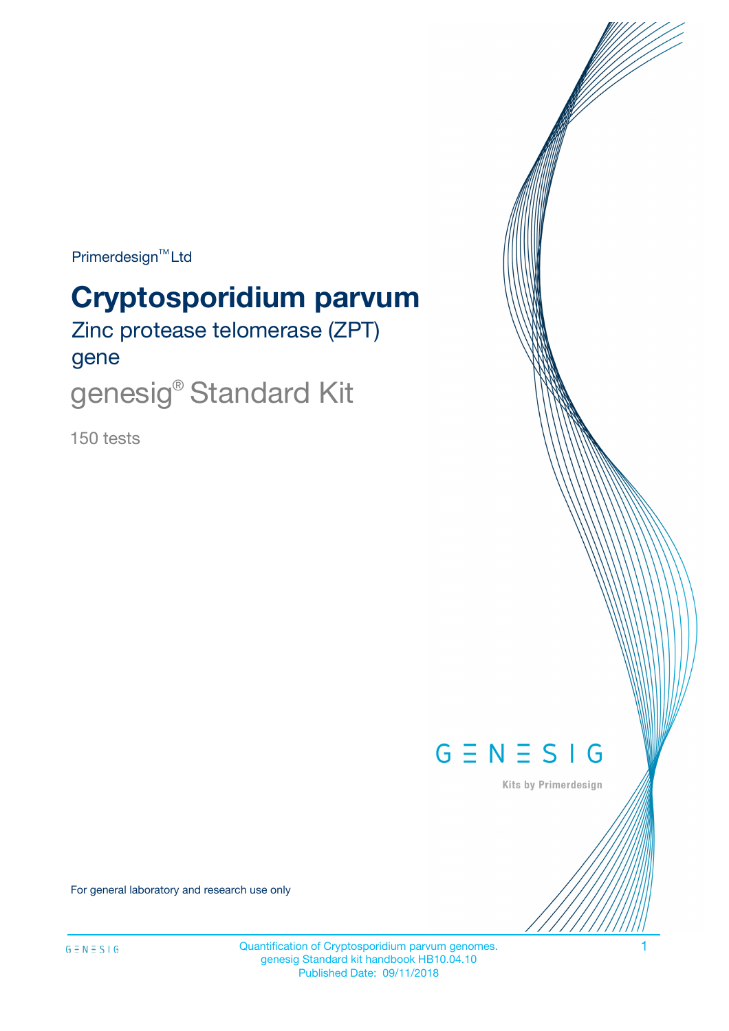Primerdesign™ Ltd

# Cryptosporidium parvum

## Zinc protease telomerase (ZPT) gene

## genesig® Standard Kit

150 tests

GENESIG

Kits by Primerdesign

For general laboratory and research use only

Quantification of Cryptosporidium parvum genomes.
genesig Standard kit handbook HB10.04.10
Published Date: 09/11/2018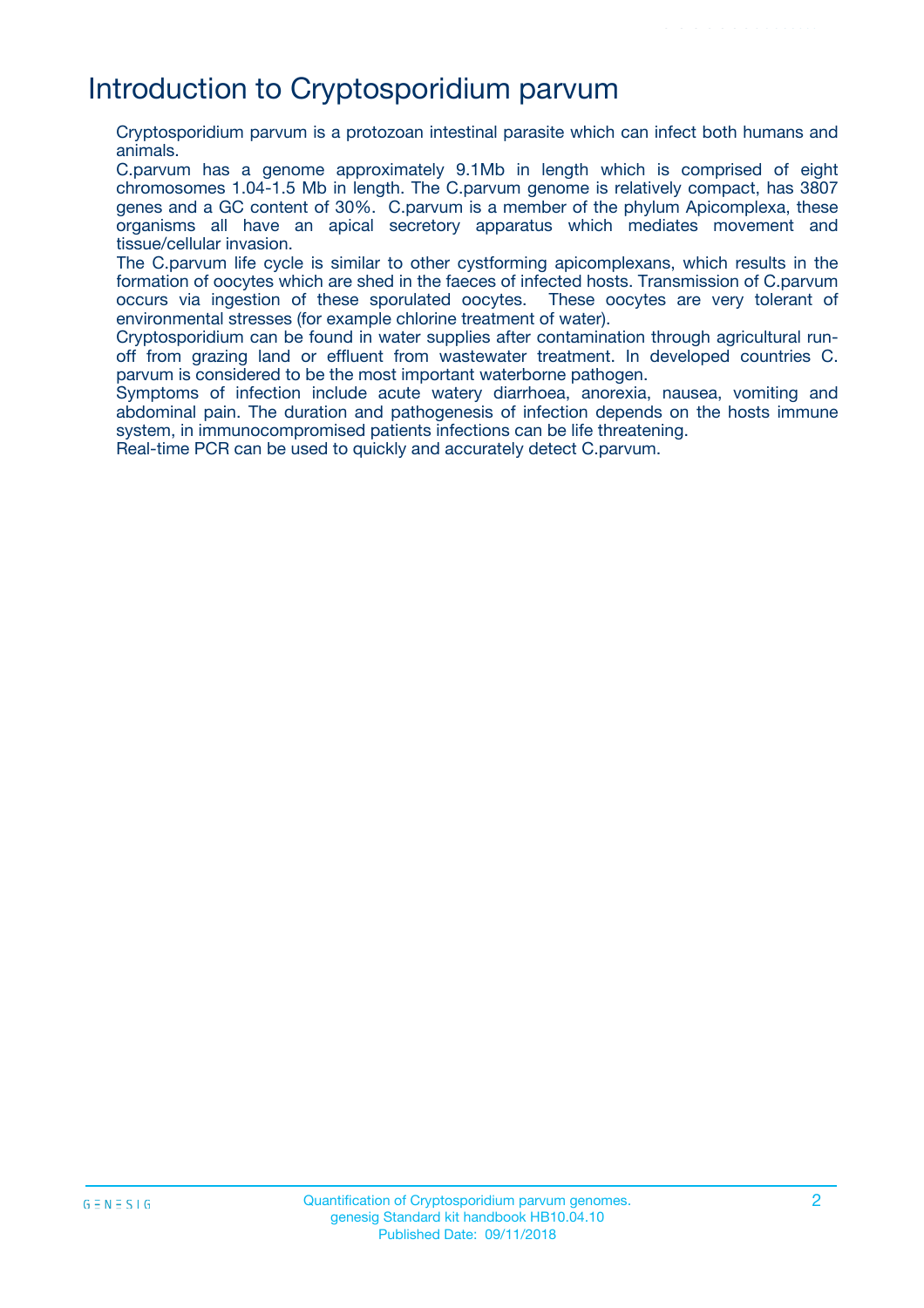# Introduction to Cryptosporidium parvum

Cryptosporidium parvum is a protozoan intestinal parasite which can infect both humans and animals.

C.parvum has a genome approximately 9.1Mb in length which is comprised of eight chromosomes 1.04-1.5 Mb in length. The C.parvum genome is relatively compact, has 3807 genes and a GC content of 30%. C.parvum is a member of the phylum Apicomplexa, these organisms all have an apical secretory apparatus which mediates movement and tissue/cellular invasion.

The C.parvum life cycle is similar to other cystforming apicomplexans, which results in the formation of oocytes which are shed in the faeces of infected hosts. Transmission of C.parvum occurs via ingestion of these sporulated oocytes. These oocytes are very tolerant of environmental stresses (for example chlorine treatment of water).

Cryptosporidium can be found in water supplies after contamination through agricultural run-off from grazing land or effluent from wastewater treatment. In developed countries C. parvum is considered to be the most important waterborne pathogen.

Symptoms of infection include acute watery diarrhoea, anorexia, nausea, vomiting and abdominal pain. The duration and pathogenesis of infection depends on the hosts immune system, in immunocompromised patients infections can be life threatening.

Real-time PCR can be used to quickly and accurately detect C.parvum.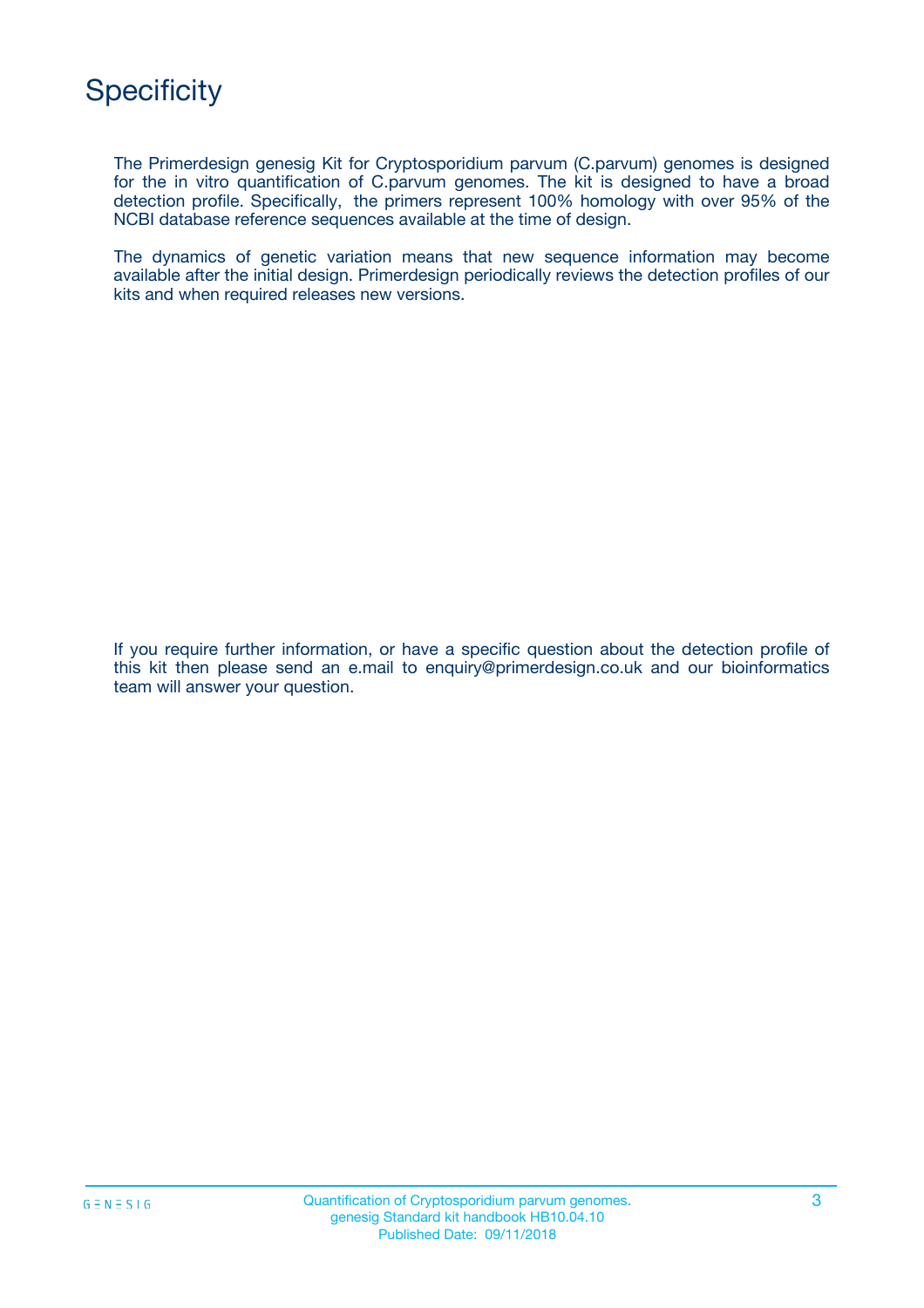# Specificity

The Primerdesign genesig Kit for Cryptosporidium parvum (C.parvum) genomes is designed for the in vitro quantification of C.parvum genomes. The kit is designed to have a broad detection profile. Specifically, the primers represent 100% homology with over 95% of the NCBI database reference sequences available at the time of design.

The dynamics of genetic variation means that new sequence information may become available after the initial design. Primerdesign periodically reviews the detection profiles of our kits and when required releases new versions.

If you require further information, or have a specific question about the detection profile of this kit then please send an e.mail to enquiry@primerdesign.co.uk and our bioinformatics team will answer your question.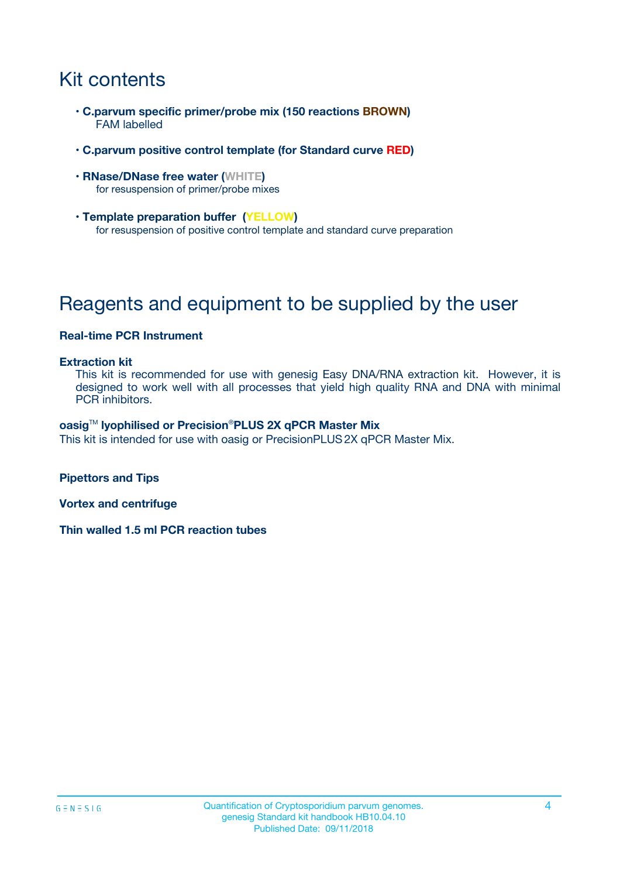# Kit contents

- **C.parvum specific primer/probe mix (150 reactions BROWN)**
  FAM labelled
- **C.parvum positive control template (for Standard curve RED)**
- **RNase/DNase free water (WHITE)**
  for resuspension of primer/probe mixes
- **Template preparation buffer (YELLOW)**
  for resuspension of positive control template and standard curve preparation

# Reagents and equipment to be supplied by the user

**Real-time PCR Instrument**

**Extraction kit**
This kit is recommended for use with genesig Easy DNA/RNA extraction kit. However, it is designed to work well with all processes that yield high quality RNA and DNA with minimal PCR inhibitors.

**oasig™ lyophilised or Precision®PLUS 2X qPCR Master Mix**
This kit is intended for use with oasig or PrecisionPLUS 2X qPCR Master Mix.

**Pipettors and Tips**

**Vortex and centrifuge**

**Thin walled 1.5 ml PCR reaction tubes**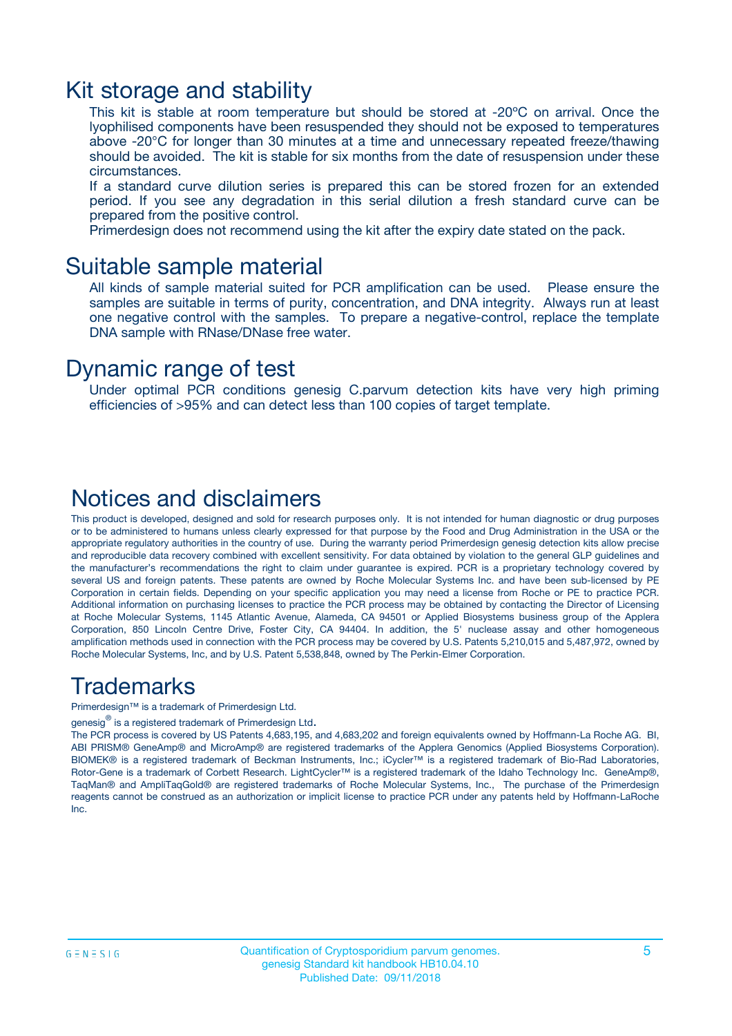## Kit storage and stability

This kit is stable at room temperature but should be stored at -20ºC on arrival. Once the lyophilised components have been resuspended they should not be exposed to temperatures above -20°C for longer than 30 minutes at a time and unnecessary repeated freeze/thawing should be avoided. The kit is stable for six months from the date of resuspension under these circumstances.

If a standard curve dilution series is prepared this can be stored frozen for an extended period. If you see any degradation in this serial dilution a fresh standard curve can be prepared from the positive control.

Primerdesign does not recommend using the kit after the expiry date stated on the pack.

## Suitable sample material

All kinds of sample material suited for PCR amplification can be used. Please ensure the samples are suitable in terms of purity, concentration, and DNA integrity. Always run at least one negative control with the samples. To prepare a negative-control, replace the template DNA sample with RNase/DNase free water.

## Dynamic range of test

Under optimal PCR conditions genesig C.parvum detection kits have very high priming efficiencies of >95% and can detect less than 100 copies of target template.

## Notices and disclaimers

This product is developed, designed and sold for research purposes only. It is not intended for human diagnostic or drug purposes or to be administered to humans unless clearly expressed for that purpose by the Food and Drug Administration in the USA or the appropriate regulatory authorities in the country of use. During the warranty period Primerdesign genesig detection kits allow precise and reproducible data recovery combined with excellent sensitivity. For data obtained by violation to the general GLP guidelines and the manufacturer's recommendations the right to claim under guarantee is expired. PCR is a proprietary technology covered by several US and foreign patents. These patents are owned by Roche Molecular Systems Inc. and have been sub-licensed by PE Corporation in certain fields. Depending on your specific application you may need a license from Roche or PE to practice PCR. Additional information on purchasing licenses to practice the PCR process may be obtained by contacting the Director of Licensing at Roche Molecular Systems, 1145 Atlantic Avenue, Alameda, CA 94501 or Applied Biosystems business group of the Applera Corporation, 850 Lincoln Centre Drive, Foster City, CA 94404. In addition, the 5' nuclease assay and other homogeneous amplification methods used in connection with the PCR process may be covered by U.S. Patents 5,210,015 and 5,487,972, owned by Roche Molecular Systems, Inc, and by U.S. Patent 5,538,848, owned by The Perkin-Elmer Corporation.

## Trademarks

Primerdesign™ is a trademark of Primerdesign Ltd.

genesig® is a registered trademark of Primerdesign Ltd.

The PCR process is covered by US Patents 4,683,195, and 4,683,202 and foreign equivalents owned by Hoffmann-La Roche AG. BI, ABI PRISM® GeneAmp® and MicroAmp® are registered trademarks of the Applera Genomics (Applied Biosystems Corporation). BIOMEK® is a registered trademark of Beckman Instruments, Inc.; iCycler™ is a registered trademark of Bio-Rad Laboratories, Rotor-Gene is a trademark of Corbett Research. LightCycler™ is a registered trademark of the Idaho Technology Inc. GeneAmp®, TaqMan® and AmpliTaqGold® are registered trademarks of Roche Molecular Systems, Inc., The purchase of the Primerdesign reagents cannot be construed as an authorization or implicit license to practice PCR under any patents held by Hoffmann-LaRoche Inc.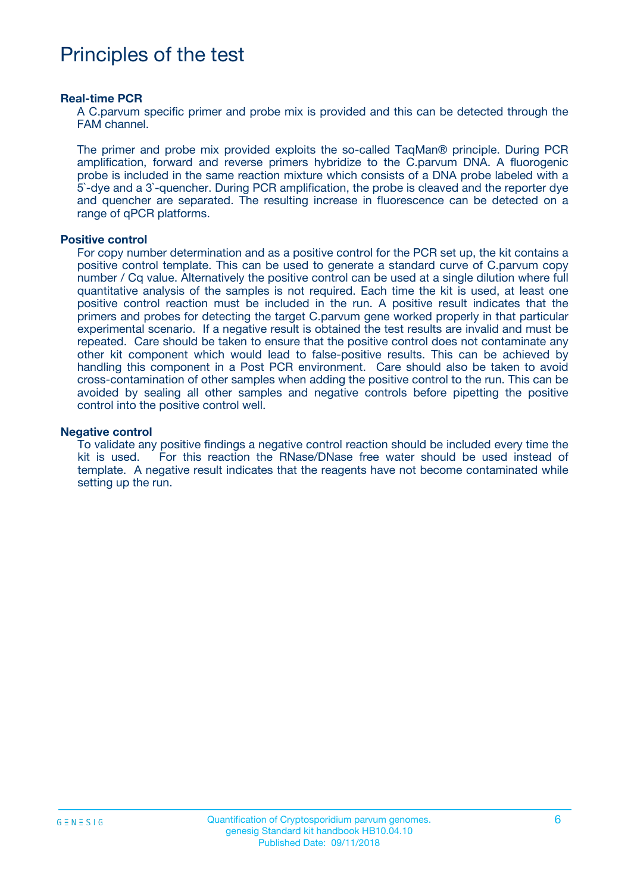# Principles of the test

### Real-time PCR

A C.parvum specific primer and probe mix is provided and this can be detected through the FAM channel.

The primer and probe mix provided exploits the so-called TaqMan® principle. During PCR amplification, forward and reverse primers hybridize to the C.parvum DNA. A fluorogenic probe is included in the same reaction mixture which consists of a DNA probe labeled with a 5`-dye and a 3`-quencher. During PCR amplification, the probe is cleaved and the reporter dye and quencher are separated. The resulting increase in fluorescence can be detected on a range of qPCR platforms.

### Positive control

For copy number determination and as a positive control for the PCR set up, the kit contains a positive control template. This can be used to generate a standard curve of C.parvum copy number / Cq value. Alternatively the positive control can be used at a single dilution where full quantitative analysis of the samples is not required. Each time the kit is used, at least one positive control reaction must be included in the run. A positive result indicates that the primers and probes for detecting the target C.parvum gene worked properly in that particular experimental scenario. If a negative result is obtained the test results are invalid and must be repeated. Care should be taken to ensure that the positive control does not contaminate any other kit component which would lead to false-positive results. This can be achieved by handling this component in a Post PCR environment. Care should also be taken to avoid cross-contamination of other samples when adding the positive control to the run. This can be avoided by sealing all other samples and negative controls before pipetting the positive control into the positive control well.

### Negative control

To validate any positive findings a negative control reaction should be included every time the kit is used. For this reaction the RNase/DNase free water should be used instead of template. A negative result indicates that the reagents have not become contaminated while setting up the run.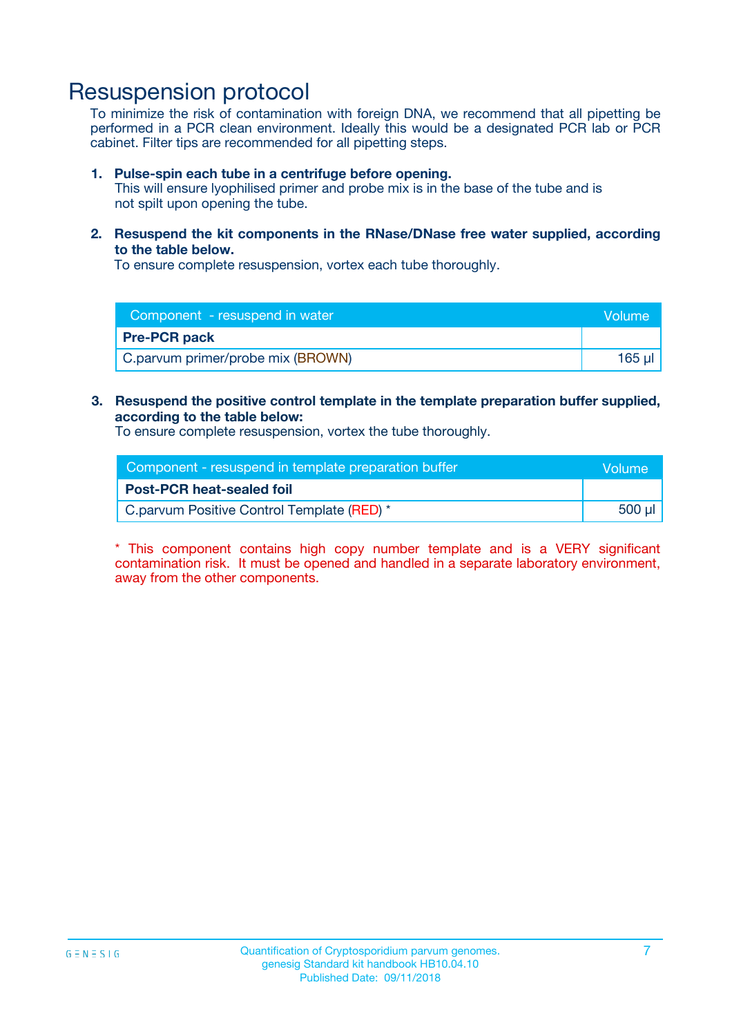# Resuspension protocol

To minimize the risk of contamination with foreign DNA, we recommend that all pipetting be performed in a PCR clean environment. Ideally this would be a designated PCR lab or PCR cabinet. Filter tips are recommended for all pipetting steps.

1. **Pulse-spin each tube in a centrifuge before opening.**
   This will ensure lyophilised primer and probe mix is in the base of the tube and is not spilt upon opening the tube.

2. **Resuspend the kit components in the RNase/DNase free water supplied, according to the table below.**
   To ensure complete resuspension, vortex each tube thoroughly.

| Component - resuspend in water | Volume |
|---|---|
| **Pre-PCR pack** | |
| C.parvum primer/probe mix (BROWN) | 165 µl |

3. **Resuspend the positive control template in the template preparation buffer supplied, according to the table below:**
   To ensure complete resuspension, vortex the tube thoroughly.

| Component - resuspend in template preparation buffer | Volume |
|---|---|
| **Post-PCR heat-sealed foil** | |
| C.parvum Positive Control Template (RED) * | 500 µl |

* This component contains high copy number template and is a VERY significant contamination risk. It must be opened and handled in a separate laboratory environment, away from the other components.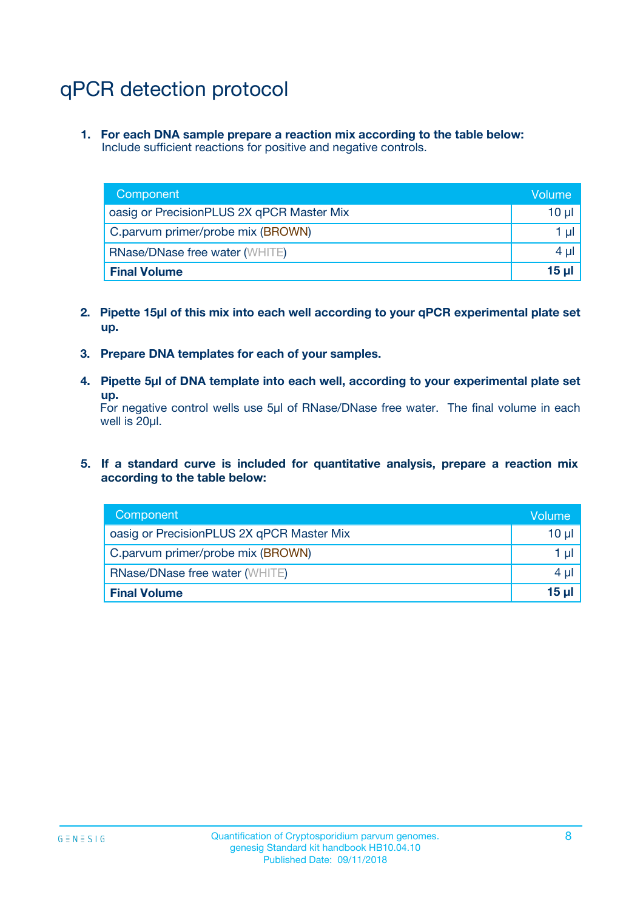# qPCR detection protocol

1. **For each DNA sample prepare a reaction mix according to the table below:**
   Include sufficient reactions for positive and negative controls.

| Component | Volume |
|---|---|
| oasig or PrecisionPLUS 2X qPCR Master Mix | 10 µl |
| C.parvum primer/probe mix (BROWN) | 1 µl |
| RNase/DNase free water (WHITE) | 4 µl |
| **Final Volume** | **15 µl** |

2. **Pipette 15µl of this mix into each well according to your qPCR experimental plate set up.**

3. **Prepare DNA templates for each of your samples.**

4. **Pipette 5µl of DNA template into each well, according to your experimental plate set up.**
   For negative control wells use 5µl of RNase/DNase free water. The final volume in each well is 20µl.

5. **If a standard curve is included for quantitative analysis, prepare a reaction mix according to the table below:**

| Component | Volume |
|---|---|
| oasig or PrecisionPLUS 2X qPCR Master Mix | 10 µl |
| C.parvum primer/probe mix (BROWN) | 1 µl |
| RNase/DNase free water (WHITE) | 4 µl |
| **Final Volume** | **15 µl** |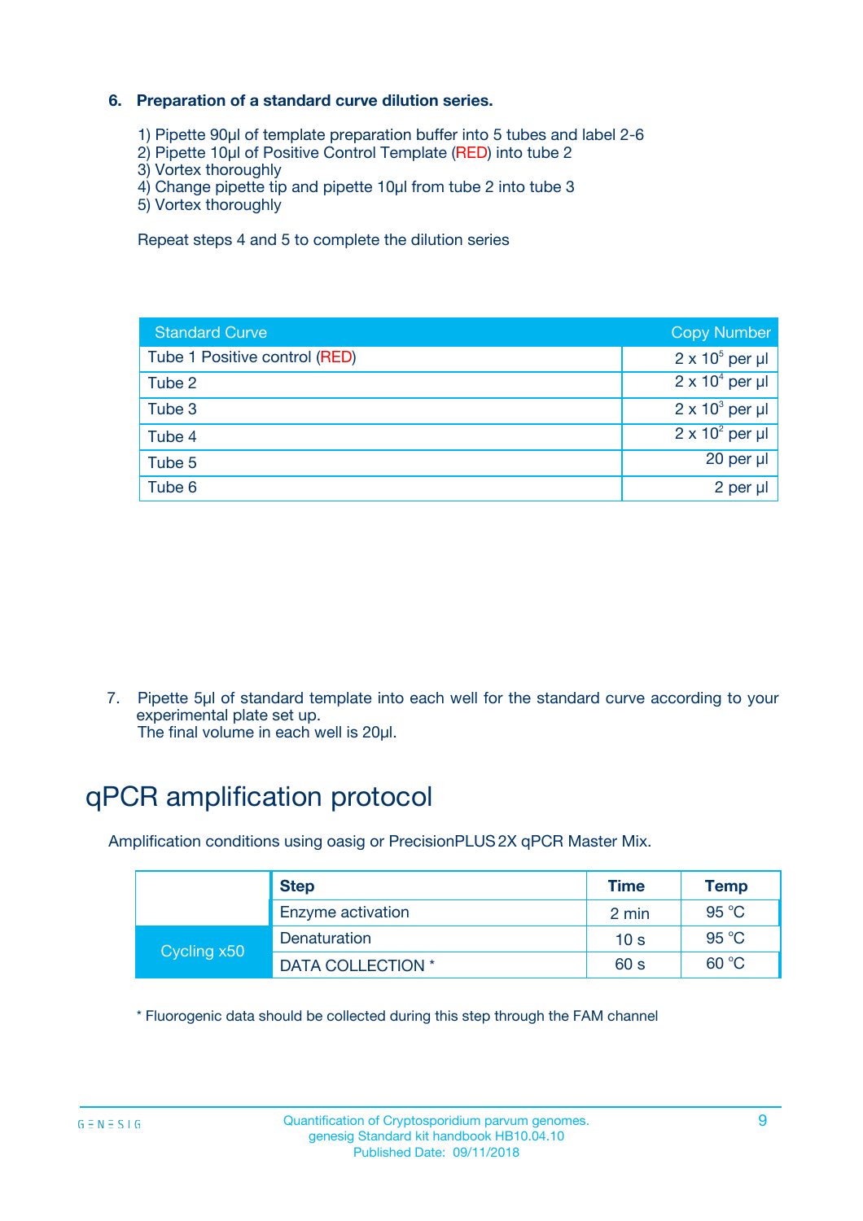### 6. Preparation of a standard curve dilution series.

1) Pipette 90µl of template preparation buffer into 5 tubes and label 2-6
2) Pipette 10µl of Positive Control Template (RED) into tube 2
3) Vortex thoroughly
4) Change pipette tip and pipette 10µl from tube 2 into tube 3
5) Vortex thoroughly

Repeat steps 4 and 5 to complete the dilution series

| Standard Curve | Copy Number |
|---|---|
| Tube 1 Positive control (RED) | $2 \times 10^5$ per µl |
| Tube 2 | $2 \times 10^4$ per µl |
| Tube 3 | $2 \times 10^3$ per µl |
| Tube 4 | $2 \times 10^2$ per µl |
| Tube 5 | 20 per µl |
| Tube 6 | 2 per µl |

7. Pipette 5µl of standard template into each well for the standard curve according to your experimental plate set up.
   The final volume in each well is 20µl.

# qPCR amplification protocol

Amplification conditions using oasig or PrecisionPLUS 2X qPCR Master Mix.

| | Step | Time | Temp |
|---|---|---|---|
| | Enzyme activation | 2 min | 95 °C |
| Cycling x50 | Denaturation | 10 s | 95 °C |
| | DATA COLLECTION * | 60 s | 60 °C |

* Fluorogenic data should be collected during this step through the FAM channel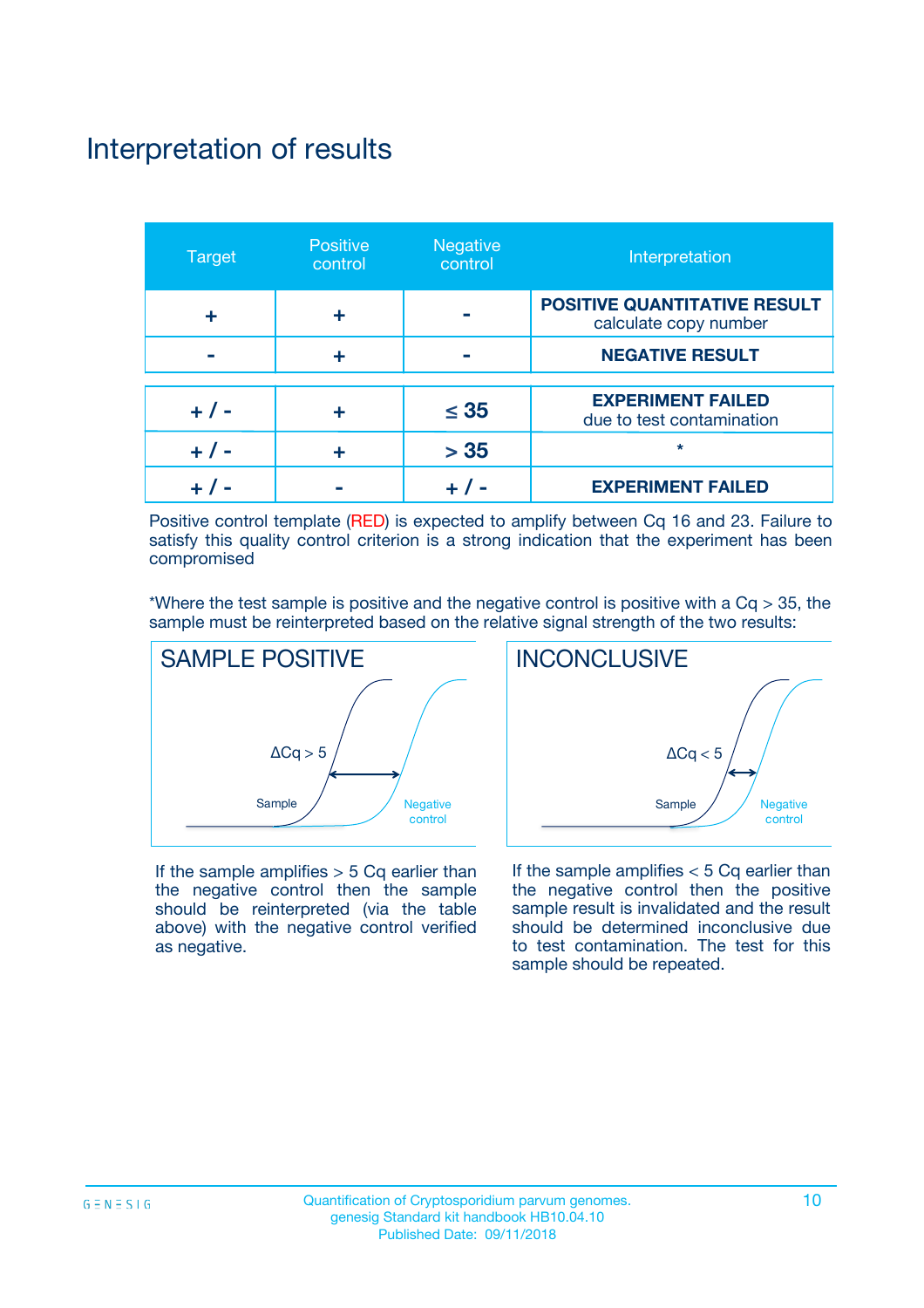# Interpretation of results

| Target | Positive control | Negative control | Interpretation |
|---|---|---|---|
| + | + | - | **POSITIVE QUANTITATIVE RESULT** calculate copy number |
| - | + | - | **NEGATIVE RESULT** |
| + / - | + | ≤ 35 | **EXPERIMENT FAILED** due to test contamination |
| + / - | + | > 35 | * |
| + / - | - | + / - | **EXPERIMENT FAILED** |

Positive control template (RED) is expected to amplify between Cq 16 and 23. Failure to satisfy this quality control criterion is a strong indication that the experiment has been compromised

*Where the test sample is positive and the negative control is positive with a Cq > 35, the sample must be reinterpreted based on the relative signal strength of the two results:

SAMPLE POSITIVE

ΔCq > 5

Sample

Negative control

If the sample amplifies > 5 Cq earlier than the negative control then the sample should be reinterpreted (via the table above) with the negative control verified as negative.

INCONCLUSIVE

ΔCq < 5

Sample

Negative control

If the sample amplifies < 5 Cq earlier than the negative control then the positive sample result is invalidated and the result should be determined inconclusive due to test contamination. The test for this sample should be repeated.